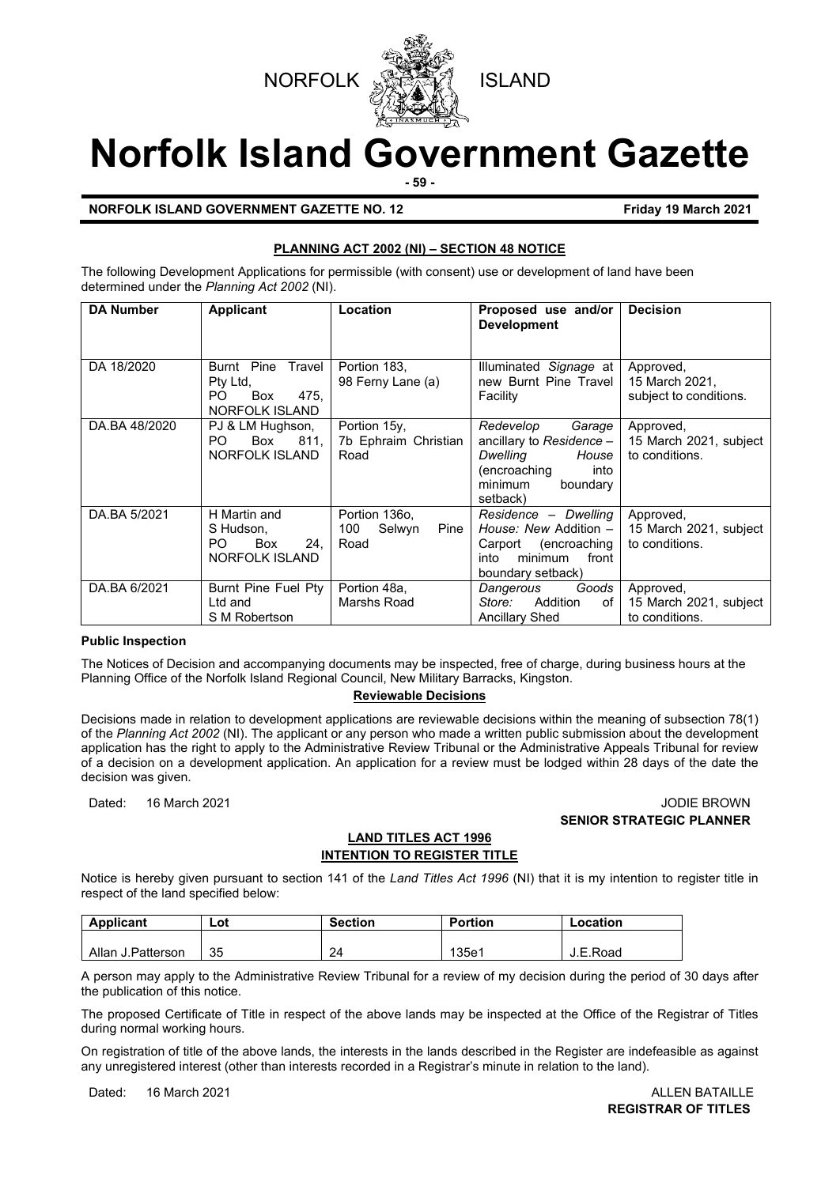NORFOLK ISLAND

# Norfolk Island Government Gazette

**NORFOLK ISLAND GOVERNMENT GAZETTE NO. 12** **Friday 19 March 2021**

## PLANNING ACT 2002 (NI) – SECTION 48 NOTICE

The following Development Applications for permissible (with consent) use or development of land have been determined under the *Planning Act 2002* (NI).

| DA Number | Applicant | Location | Proposed use and/or Development | Decision |
|---|---|---|---|---|
| DA 18/2020 | Burnt Pine Travel Pty Ltd, PO Box 475, NORFOLK ISLAND | Portion 183, 98 Ferny Lane (a) | Illuminated *Signage* at new Burnt Pine Travel Facility | Approved, 15 March 2021, subject to conditions. |
| DA.BA 48/2020 | PJ & LM Hughson, PO Box 811, NORFOLK ISLAND | Portion 15y, 7b Ephraim Christian Road | *Redevelop Garage* ancillary to *Residence – Dwelling House* (encroaching into minimum boundary setback) | Approved, 15 March 2021, subject to conditions. |
| DA.BA 5/2021 | H Martin and S Hudson, PO Box 24, NORFOLK ISLAND | Portion 136o, 100 Selwyn Pine Road | *Residence – Dwelling House:* New Addition – Carport (encroaching into minimum front boundary setback) | Approved, 15 March 2021, subject to conditions. |
| DA.BA 6/2021 | Burnt Pine Fuel Pty Ltd and S M Robertson | Portion 48a, Marshs Road | *Dangerous Goods Store:* Addition of Ancillary Shed | Approved, 15 March 2021, subject to conditions. |

**Public Inspection**

The Notices of Decision and accompanying documents may be inspected, free of charge, during business hours at the Planning Office of the Norfolk Island Regional Council, New Military Barracks, Kingston.

**Reviewable Decisions**

Decisions made in relation to development applications are reviewable decisions within the meaning of subsection 78(1) of the *Planning Act 2002* (NI). The applicant or any person who made a written public submission about the development application has the right to apply to the Administrative Review Tribunal or the Administrative Appeals Tribunal for review of a decision on a development application. An application for a review must be lodged within 28 days of the date the decision was given.

Dated: 16 March 2021

JODIE BROWN
**SENIOR STRATEGIC PLANNER**

## LAND TITLES ACT 1996
## INTENTION TO REGISTER TITLE

Notice is hereby given pursuant to section 141 of the *Land Titles Act 1996* (NI) that it is my intention to register title in respect of the land specified below:

| Applicant | Lot | Section | Portion | Location |
|---|---|---|---|---|
| Allan J.Patterson | 35 | 24 | 135e1 | J.E.Road |

A person may apply to the Administrative Review Tribunal for a review of my decision during the period of 30 days after the publication of this notice.

The proposed Certificate of Title in respect of the above lands may be inspected at the Office of the Registrar of Titles during normal working hours.

On registration of title of the above lands, the interests in the lands described in the Register are indefeasible as against any unregistered interest (other than interests recorded in a Registrar's minute in relation to the land).

Dated: 16 March 2021

ALLEN BATAILLE
**REGISTRAR OF TITLES**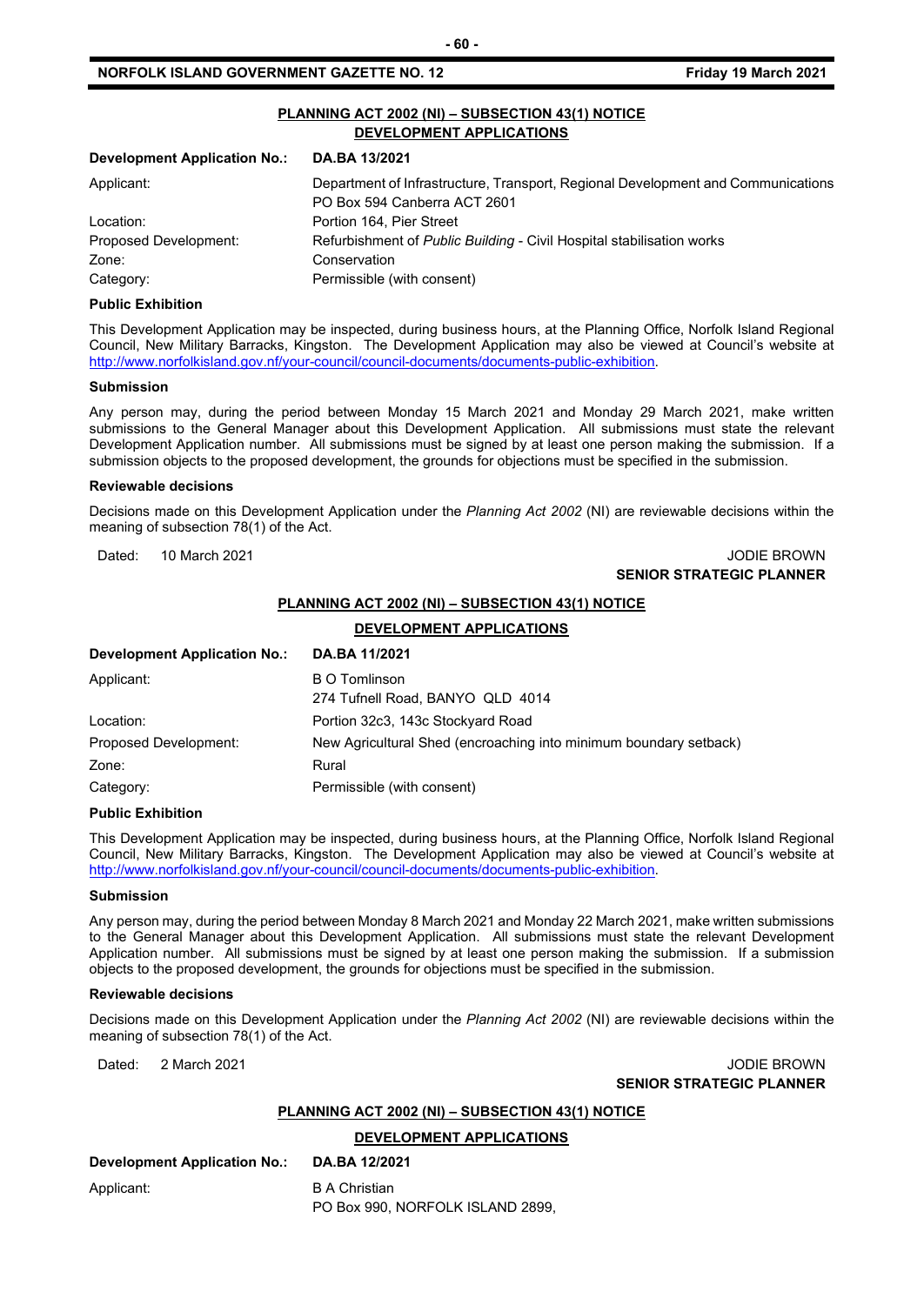## PLANNING ACT 2002 (NI) – SUBSECTION 43(1) NOTICE
## DEVELOPMENT APPLICATIONS

| **Development Application No.:** | **DA.BA 13/2021** |
|---|---|
| Applicant: | Department of Infrastructure, Transport, Regional Development and Communications<br>PO Box 594 Canberra ACT 2601 |
| Location: | Portion 164, Pier Street |
| Proposed Development: | Refurbishment of *Public Building* - Civil Hospital stabilisation works |
| Zone: | Conservation |
| Category: | Permissible (with consent) |

### Public Exhibition

This Development Application may be inspected, during business hours, at the Planning Office, Norfolk Island Regional Council, New Military Barracks, Kingston. The Development Application may also be viewed at Council's website at http://www.norfolkisland.gov.nf/your-council/council-documents/documents-public-exhibition.

### Submission

Any person may, during the period between Monday 15 March 2021 and Monday 29 March 2021, make written submissions to the General Manager about this Development Application. All submissions must state the relevant Development Application number. All submissions must be signed by at least one person making the submission. If a submission objects to the proposed development, the grounds for objections must be specified in the submission.

### Reviewable decisions

Decisions made on this Development Application under the *Planning Act 2002* (NI) are reviewable decisions within the meaning of subsection 78(1) of the Act.

Dated: 10 March 2021

JODIE BROWN
**SENIOR STRATEGIC PLANNER**

## PLANNING ACT 2002 (NI) – SUBSECTION 43(1) NOTICE
## DEVELOPMENT APPLICATIONS

| **Development Application No.:** | **DA.BA 11/2021** |
|---|---|
| Applicant: | B O Tomlinson<br>274 Tufnell Road, BANYO QLD 4014 |
| Location: | Portion 32c3, 143c Stockyard Road |
| Proposed Development: | New Agricultural Shed (encroaching into minimum boundary setback) |
| Zone: | Rural |
| Category: | Permissible (with consent) |

### Public Exhibition

This Development Application may be inspected, during business hours, at the Planning Office, Norfolk Island Regional Council, New Military Barracks, Kingston. The Development Application may also be viewed at Council's website at http://www.norfolkisland.gov.nf/your-council/council-documents/documents-public-exhibition.

### Submission

Any person may, during the period between Monday 8 March 2021 and Monday 22 March 2021, make written submissions to the General Manager about this Development Application. All submissions must state the relevant Development Application number. All submissions must be signed by at least one person making the submission. If a submission objects to the proposed development, the grounds for objections must be specified in the submission.

### Reviewable decisions

Decisions made on this Development Application under the *Planning Act 2002* (NI) are reviewable decisions within the meaning of subsection 78(1) of the Act.

Dated: 2 March 2021

JODIE BROWN
**SENIOR STRATEGIC PLANNER**

## PLANNING ACT 2002 (NI) – SUBSECTION 43(1) NOTICE
## DEVELOPMENT APPLICATIONS

| **Development Application No.:** | **DA.BA 12/2021** |
|---|---|
| Applicant: | B A Christian<br>PO Box 990, NORFOLK ISLAND 2899, |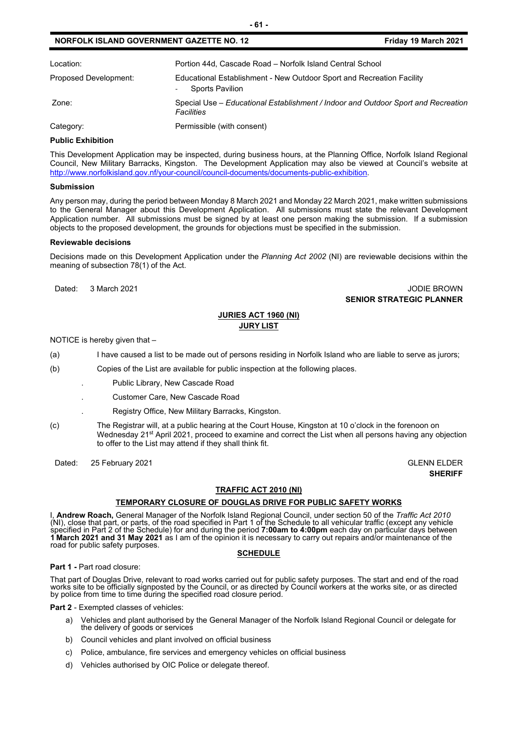| | |
|---|---|
| Location: | Portion 44d, Cascade Road – Norfolk Island Central School |
| Proposed Development: | Educational Establishment - New Outdoor Sport and Recreation Facility<br>- Sports Pavilion |
| Zone: | Special Use – *Educational Establishment / Indoor and Outdoor Sport and Recreation Facilities* |
| Category: | Permissible (with consent) |

**Public Exhibition**

This Development Application may be inspected, during business hours, at the Planning Office, Norfolk Island Regional Council, New Military Barracks, Kingston. The Development Application may also be viewed at Council's website at http://www.norfolkisland.gov.nf/your-council/council-documents/documents-public-exhibition.

**Submission**

Any person may, during the period between Monday 8 March 2021 and Monday 22 March 2021, make written submissions to the General Manager about this Development Application. All submissions must state the relevant Development Application number. All submissions must be signed by at least one person making the submission. If a submission objects to the proposed development, the grounds for objections must be specified in the submission.

**Reviewable decisions**

Decisions made on this Development Application under the *Planning Act 2002* (NI) are reviewable decisions within the meaning of subsection 78(1) of the Act.

Dated: 3 March 2021

JODIE BROWN
**SENIOR STRATEGIC PLANNER**

## JURIES ACT 1960 (NI)
## JURY LIST

NOTICE is hereby given that –

(a) I have caused a list to be made out of persons residing in Norfolk Island who are liable to serve as jurors;

(b) Copies of the List are available for public inspection at the following places.

- Public Library, New Cascade Road
- Customer Care, New Cascade Road
- Registry Office, New Military Barracks, Kingston.

(c) The Registrar will, at a public hearing at the Court House, Kingston at 10 o'clock in the forenoon on Wednesday 21st April 2021, proceed to examine and correct the List when all persons having any objection to offer to the List may attend if they shall think fit.

Dated: 25 February 2021

GLENN ELDER
**SHERIFF**

## TRAFFIC ACT 2010 (NI)
## TEMPORARY CLOSURE OF DOUGLAS DRIVE FOR PUBLIC SAFETY WORKS

I, **Andrew Roach,** General Manager of the Norfolk Island Regional Council, under section 50 of the *Traffic Act 2010* (NI), close that part, or parts, of the road specified in Part 1 of the Schedule to all vehicular traffic (except any vehicle specified in Part 2 of the Schedule) for and during the period **7:00am to 4:00pm** each day on particular days between **1 March 2021 and 31 May 2021** as I am of the opinion it is necessary to carry out repairs and/or maintenance of the road for public safety purposes.

**SCHEDULE**

**Part 1 -** Part road closure:

That part of Douglas Drive, relevant to road works carried out for public safety purposes. The start and end of the road works site to be officially signposted by the Council, or as directed by Council workers at the works site, or as directed by police from time to time during the specified road closure period.

**Part 2** - Exempted classes of vehicles:

a) Vehicles and plant authorised by the General Manager of the Norfolk Island Regional Council or delegate for the delivery of goods or services

b) Council vehicles and plant involved on official business

c) Police, ambulance, fire services and emergency vehicles on official business

d) Vehicles authorised by OIC Police or delegate thereof.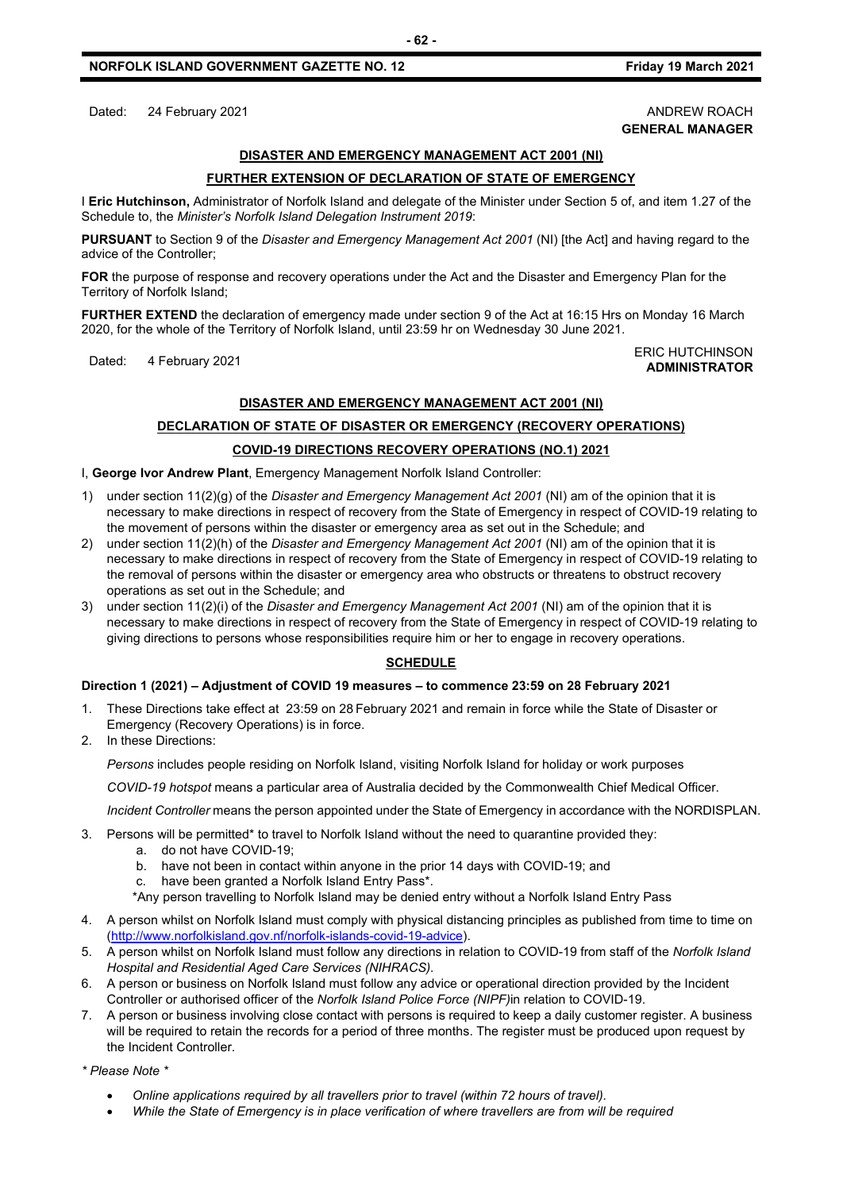Dated: 24 February 2021

ANDREW ROACH
**GENERAL MANAGER**

## DISASTER AND EMERGENCY MANAGEMENT ACT 2001 (NI)

### FURTHER EXTENSION OF DECLARATION OF STATE OF EMERGENCY

I **Eric Hutchinson,** Administrator of Norfolk Island and delegate of the Minister under Section 5 of, and item 1.27 of the Schedule to, the *Minister's Norfolk Island Delegation Instrument 2019*:

**PURSUANT** to Section 9 of the *Disaster and Emergency Management Act 2001* (NI) [the Act] and having regard to the advice of the Controller;

**FOR** the purpose of response and recovery operations under the Act and the Disaster and Emergency Plan for the Territory of Norfolk Island;

**FURTHER EXTEND** the declaration of emergency made under section 9 of the Act at 16:15 Hrs on Monday 16 March 2020, for the whole of the Territory of Norfolk Island, until 23:59 hr on Wednesday 30 June 2021.

Dated: 4 February 2021

ERIC HUTCHINSON
**ADMINISTRATOR**

## DISASTER AND EMERGENCY MANAGEMENT ACT 2001 (NI)

### DECLARATION OF STATE OF DISASTER OR EMERGENCY (RECOVERY OPERATIONS)

### COVID-19 DIRECTIONS RECOVERY OPERATIONS (NO.1) 2021

I, **George Ivor Andrew Plant**, Emergency Management Norfolk Island Controller:

1) under section 11(2)(g) of the *Disaster and Emergency Management Act 2001* (NI) am of the opinion that it is necessary to make directions in respect of recovery from the State of Emergency in respect of COVID-19 relating to the movement of persons within the disaster or emergency area as set out in the Schedule; and
2) under section 11(2)(h) of the *Disaster and Emergency Management Act 2001* (NI) am of the opinion that it is necessary to make directions in respect of recovery from the State of Emergency in respect of COVID-19 relating to the removal of persons within the disaster or emergency area who obstructs or threatens to obstruct recovery operations as set out in the Schedule; and
3) under section 11(2)(i) of the *Disaster and Emergency Management Act 2001* (NI) am of the opinion that it is necessary to make directions in respect of recovery from the State of Emergency in respect of COVID-19 relating to giving directions to persons whose responsibilities require him or her to engage in recovery operations.

### SCHEDULE

**Direction 1 (2021) – Adjustment of COVID 19 measures – to commence 23:59 on 28 February 2021**

1. These Directions take effect at 23:59 on 28 February 2021 and remain in force while the State of Disaster or Emergency (Recovery Operations) is in force.
2. In these Directions:

   *Persons* includes people residing on Norfolk Island, visiting Norfolk Island for holiday or work purposes

   *COVID-19 hotspot* means a particular area of Australia decided by the Commonwealth Chief Medical Officer.

   *Incident Controller* means the person appointed under the State of Emergency in accordance with the NORDISPLAN.

3. Persons will be permitted* to travel to Norfolk Island without the need to quarantine provided they:
   a. do not have COVID-19;
   b. have not been in contact within anyone in the prior 14 days with COVID-19; and
   c. have been granted a Norfolk Island Entry Pass*.

   *Any person travelling to Norfolk Island may be denied entry without a Norfolk Island Entry Pass

4. A person whilst on Norfolk Island must comply with physical distancing principles as published from time to time on (http://www.norfolkisland.gov.nf/norfolk-islands-covid-19-advice).
5. A person whilst on Norfolk Island must follow any directions in relation to COVID-19 from staff of the *Norfolk Island Hospital and Residential Aged Care Services (NIHRACS).*
6. A person or business on Norfolk Island must follow any advice or operational direction provided by the Incident Controller or authorised officer of the *Norfolk Island Police Force (NIPF)*in relation to COVID-19.
7. A person or business involving close contact with persons is required to keep a daily customer register. A business will be required to retain the records for a period of three months. The register must be produced upon request by the Incident Controller.

*\* Please Note \**

- *Online applications required by all travellers prior to travel (within 72 hours of travel).*
- *While the State of Emergency is in place verification of where travellers are from will be required*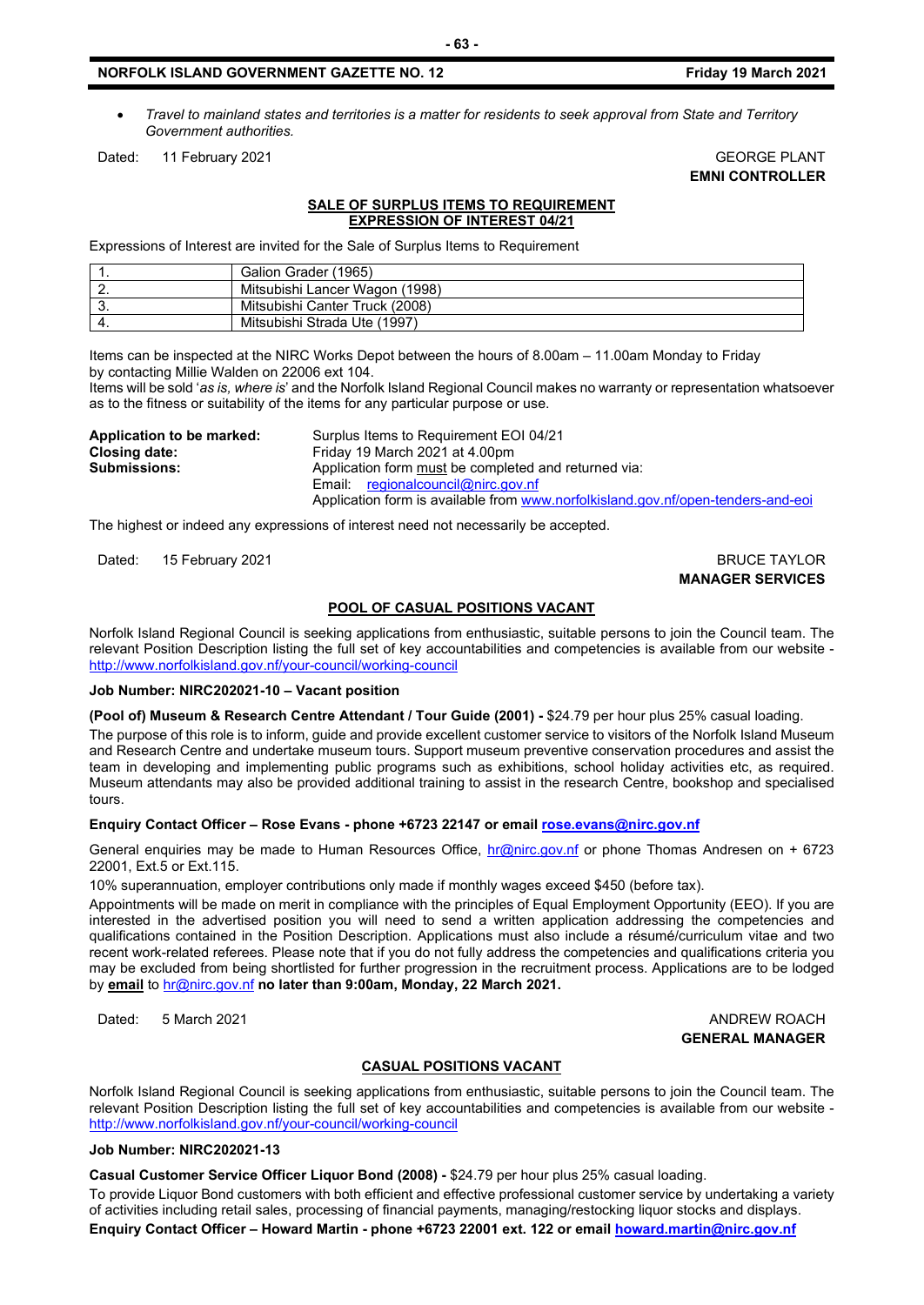- *Travel to mainland states and territories is a matter for residents to seek approval from State and Territory Government authorities.*

Dated: 11 February 2021

GEORGE PLANT
**EMNI CONTROLLER**

## SALE OF SURPLUS ITEMS TO REQUIREMENT
## EXPRESSION OF INTEREST 04/21

Expressions of Interest are invited for the Sale of Surplus Items to Requirement

| | |
|---|---|
| 1. | Galion Grader (1965) |
| 2. | Mitsubishi Lancer Wagon (1998) |
| 3. | Mitsubishi Canter Truck (2008) |
| 4. | Mitsubishi Strada Ute (1997) |

Items can be inspected at the NIRC Works Depot between the hours of 8.00am – 11.00am Monday to Friday by contacting Millie Walden on 22006 ext 104.

Items will be sold '*as is, where is*' and the Norfolk Island Regional Council makes no warranty or representation whatsoever as to the fitness or suitability of the items for any particular purpose or use.

**Application to be marked:** Surplus Items to Requirement EOI 04/21
**Closing date:** Friday 19 March 2021 at 4.00pm
**Submissions:** Application form must be completed and returned via:
Email: regionalcouncil@nirc.gov.nf
Application form is available from www.norfolkisland.gov.nf/open-tenders-and-eoi

The highest or indeed any expressions of interest need not necessarily be accepted.

Dated: 15 February 2021

BRUCE TAYLOR
**MANAGER SERVICES**

## POOL OF CASUAL POSITIONS VACANT

Norfolk Island Regional Council is seeking applications from enthusiastic, suitable persons to join the Council team. The relevant Position Description listing the full set of key accountabilities and competencies is available from our website - http://www.norfolkisland.gov.nf/your-council/working-council

**Job Number: NIRC202021-10 – Vacant position**

**(Pool of) Museum & Research Centre Attendant / Tour Guide (2001) -** $24.79 per hour plus 25% casual loading.

The purpose of this role is to inform, guide and provide excellent customer service to visitors of the Norfolk Island Museum and Research Centre and undertake museum tours. Support museum preventive conservation procedures and assist the team in developing and implementing public programs such as exhibitions, school holiday activities etc, as required. Museum attendants may also be provided additional training to assist in the research Centre, bookshop and specialised tours.

**Enquiry Contact Officer – Rose Evans - phone +6723 22147 or email rose.evans@nirc.gov.nf**

General enquiries may be made to Human Resources Office, hr@nirc.gov.nf or phone Thomas Andresen on + 6723 22001, Ext.5 or Ext.115.

10% superannuation, employer contributions only made if monthly wages exceed $450 (before tax).

Appointments will be made on merit in compliance with the principles of Equal Employment Opportunity (EEO). If you are interested in the advertised position you will need to send a written application addressing the competencies and qualifications contained in the Position Description. Applications must also include a résumé/curriculum vitae and two recent work-related referees. Please note that if you do not fully address the competencies and qualifications criteria you may be excluded from being shortlisted for further progression in the recruitment process. Applications are to be lodged by **email** to hr@nirc.gov.nf **no later than 9:00am, Monday, 22 March 2021.**

Dated: 5 March 2021

ANDREW ROACH
**GENERAL MANAGER**

## CASUAL POSITIONS VACANT

Norfolk Island Regional Council is seeking applications from enthusiastic, suitable persons to join the Council team. The relevant Position Description listing the full set of key accountabilities and competencies is available from our website - http://www.norfolkisland.gov.nf/your-council/working-council

**Job Number: NIRC202021-13**

**Casual Customer Service Officer Liquor Bond (2008) -** $24.79 per hour plus 25% casual loading.

To provide Liquor Bond customers with both efficient and effective professional customer service by undertaking a variety of activities including retail sales, processing of financial payments, managing/restocking liquor stocks and displays.

**Enquiry Contact Officer – Howard Martin - phone +6723 22001 ext. 122 or email howard.martin@nirc.gov.nf**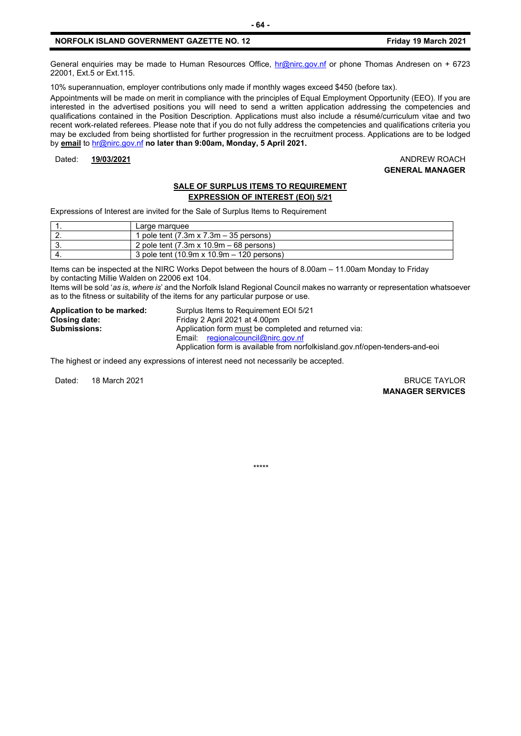General enquiries may be made to Human Resources Office, hr@nirc.gov.nf or phone Thomas Andresen on + 6723 22001, Ext.5 or Ext.115.

10% superannuation, employer contributions only made if monthly wages exceed $450 (before tax).

Appointments will be made on merit in compliance with the principles of Equal Employment Opportunity (EEO). If you are interested in the advertised positions you will need to send a written application addressing the competencies and qualifications contained in the Position Description. Applications must also include a résumé/curriculum vitae and two recent work-related referees. Please note that if you do not fully address the competencies and qualifications criteria you may be excluded from being shortlisted for further progression in the recruitment process. Applications are to be lodged by **email** to hr@nirc.gov.nf **no later than 9:00am, Monday, 5 April 2021.**

Dated: **19/03/2021**

ANDREW ROACH
**GENERAL MANAGER**

## SALE OF SURPLUS ITEMS TO REQUIREMENT
## EXPRESSION OF INTEREST (EOI) 5/21

Expressions of Interest are invited for the Sale of Surplus Items to Requirement

| | |
|---|---|
| 1. | Large marquee |
| 2. | 1 pole tent (7.3m x 7.3m – 35 persons) |
| 3. | 2 pole tent (7.3m x 10.9m – 68 persons) |
| 4. | 3 pole tent (10.9m x 10.9m – 120 persons) |

Items can be inspected at the NIRC Works Depot between the hours of 8.00am – 11.00am Monday to Friday by contacting Millie Walden on 22006 ext 104.

Items will be sold '*as is, where is*' and the Norfolk Island Regional Council makes no warranty or representation whatsoever as to the fitness or suitability of the items for any particular purpose or use.

**Application to be marked:** Surplus Items to Requirement EOI 5/21

**Closing date:** Friday 2 April 2021 at 4.00pm

**Submissions:** Application form must be completed and returned via:
Email: regionalcouncil@nirc.gov.nf
Application form is available from norfolkisland.gov.nf/open-tenders-and-eoi

The highest or indeed any expressions of interest need not necessarily be accepted.

Dated: 18 March 2021

BRUCE TAYLOR
**MANAGER SERVICES**

\*\*\*\*\*